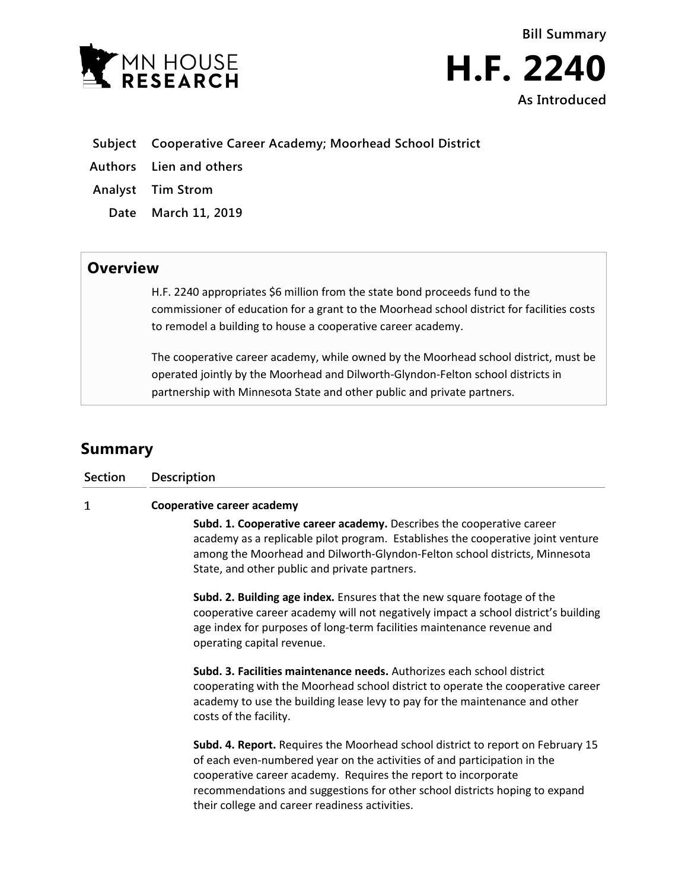Bill Summary

# H.F. 2240

As Introduced

**Subject** Cooperative Career Academy; Moorhead School District

**Authors** Lien and others

**Analyst** Tim Strom

**Date** March 11, 2019

## Overview

H.F. 2240 appropriates $6 million from the state bond proceeds fund to the commissioner of education for a grant to the Moorhead school district for facilities costs to remodel a building to house a cooperative career academy.

The cooperative career academy, while owned by the Moorhead school district, must be operated jointly by the Moorhead and Dilworth-Glyndon-Felton school districts in partnership with Minnesota State and other public and private partners.

## Summary

| Section | Description |
|---|---|
| 1 | **Cooperative career academy**<br><br>**Subd. 1. Cooperative career academy.** Describes the cooperative career academy as a replicable pilot program. Establishes the cooperative joint venture among the Moorhead and Dilworth-Glyndon-Felton school districts, Minnesota State, and other public and private partners.<br><br>**Subd. 2. Building age index.** Ensures that the new square footage of the cooperative career academy will not negatively impact a school district's building age index for purposes of long-term facilities maintenance revenue and operating capital revenue.<br><br>**Subd. 3. Facilities maintenance needs.** Authorizes each school district cooperating with the Moorhead school district to operate the cooperative career academy to use the building lease levy to pay for the maintenance and other costs of the facility.<br><br>**Subd. 4. Report.** Requires the Moorhead school district to report on February 15 of each even-numbered year on the activities of and participation in the cooperative career academy. Requires the report to incorporate recommendations and suggestions for other school districts hoping to expand their college and career readiness activities. |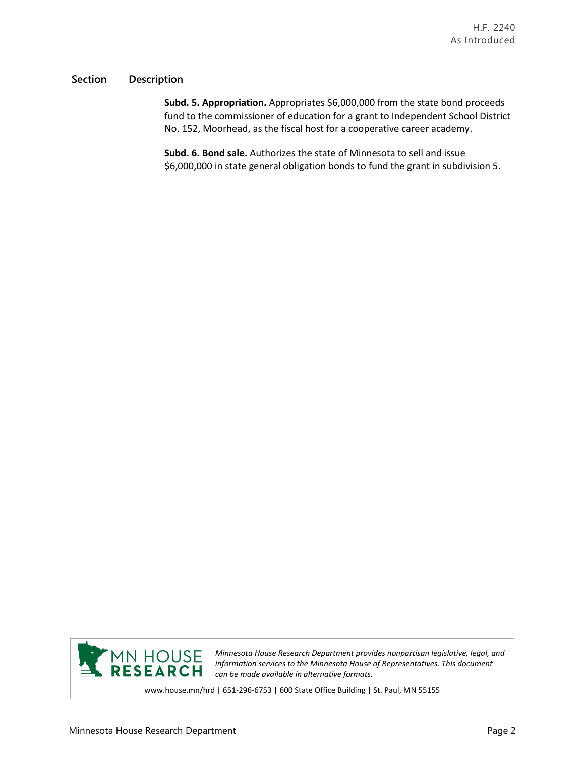| Section | Description |
|---|---|
| | **Subd. 5. Appropriation.** Appropriates $6,000,000 from the state bond proceeds fund to the commissioner of education for a grant to Independent School District No. 152, Moorhead, as the fiscal host for a cooperative career academy. |
| | **Subd. 6. Bond sale.** Authorizes the state of Minnesota to sell and issue $6,000,000 in state general obligation bonds to fund the grant in subdivision 5. |

MN HOUSE RESEARCH

*Minnesota House Research Department provides nonpartisan legislative, legal, and information services to the Minnesota House of Representatives. This document can be made available in alternative formats.*

www.house.mn/hrd | 651-296-6753 | 600 State Office Building | St. Paul, MN 55155